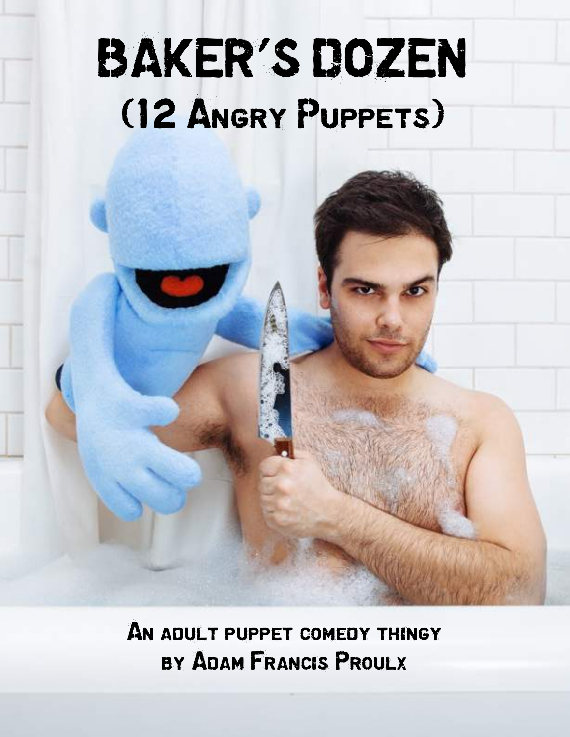# BAKER'S DOZEN

## (12 Angry Puppets)

An adult puppet comedy thingy
by Adam Francis Proulx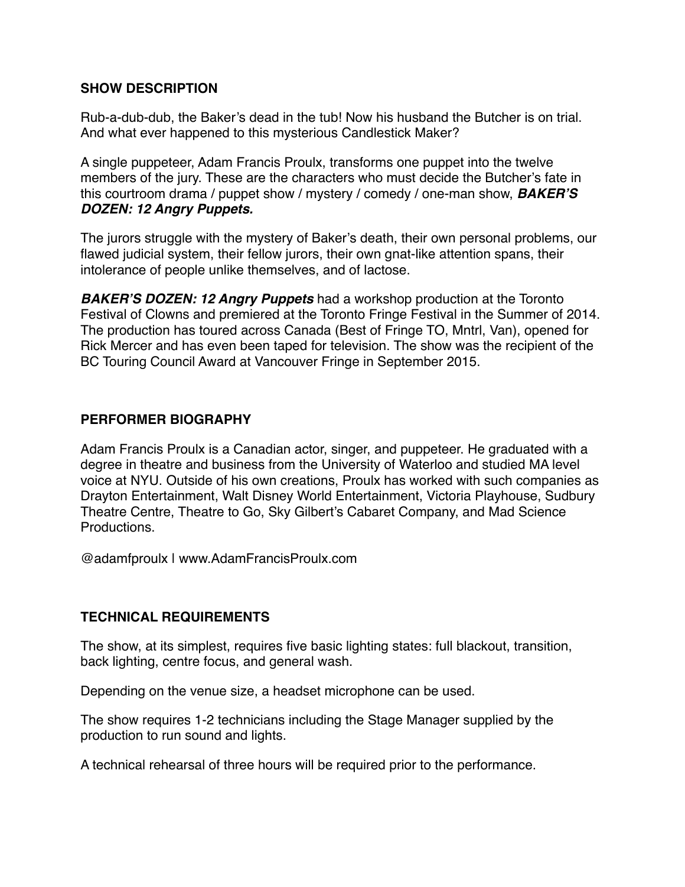## SHOW DESCRIPTION

Rub-a-dub-dub, the Baker's dead in the tub! Now his husband the Butcher is on trial. And what ever happened to this mysterious Candlestick Maker?

A single puppeteer, Adam Francis Proulx, transforms one puppet into the twelve members of the jury. These are the characters who must decide the Butcher's fate in this courtroom drama / puppet show / mystery / comedy / one-man show, ***BAKER'S DOZEN: 12 Angry Puppets.***

The jurors struggle with the mystery of Baker's death, their own personal problems, our flawed judicial system, their fellow jurors, their own gnat-like attention spans, their intolerance of people unlike themselves, and of lactose.

***BAKER'S DOZEN: 12 Angry Puppets*** had a workshop production at the Toronto Festival of Clowns and premiered at the Toronto Fringe Festival in the Summer of 2014. The production has toured across Canada (Best of Fringe TO, Mntrl, Van), opened for Rick Mercer and has even been taped for television. The show was the recipient of the BC Touring Council Award at Vancouver Fringe in September 2015.

## PERFORMER BIOGRAPHY

Adam Francis Proulx is a Canadian actor, singer, and puppeteer. He graduated with a degree in theatre and business from the University of Waterloo and studied MA level voice at NYU. Outside of his own creations, Proulx has worked with such companies as Drayton Entertainment, Walt Disney World Entertainment, Victoria Playhouse, Sudbury Theatre Centre, Theatre to Go, Sky Gilbert's Cabaret Company, and Mad Science Productions.

@adamfproulx | www.AdamFrancisProulx.com

## TECHNICAL REQUIREMENTS

The show, at its simplest, requires five basic lighting states: full blackout, transition, back lighting, centre focus, and general wash.

Depending on the venue size, a headset microphone can be used.

The show requires 1-2 technicians including the Stage Manager supplied by the production to run sound and lights.

A technical rehearsal of three hours will be required prior to the performance.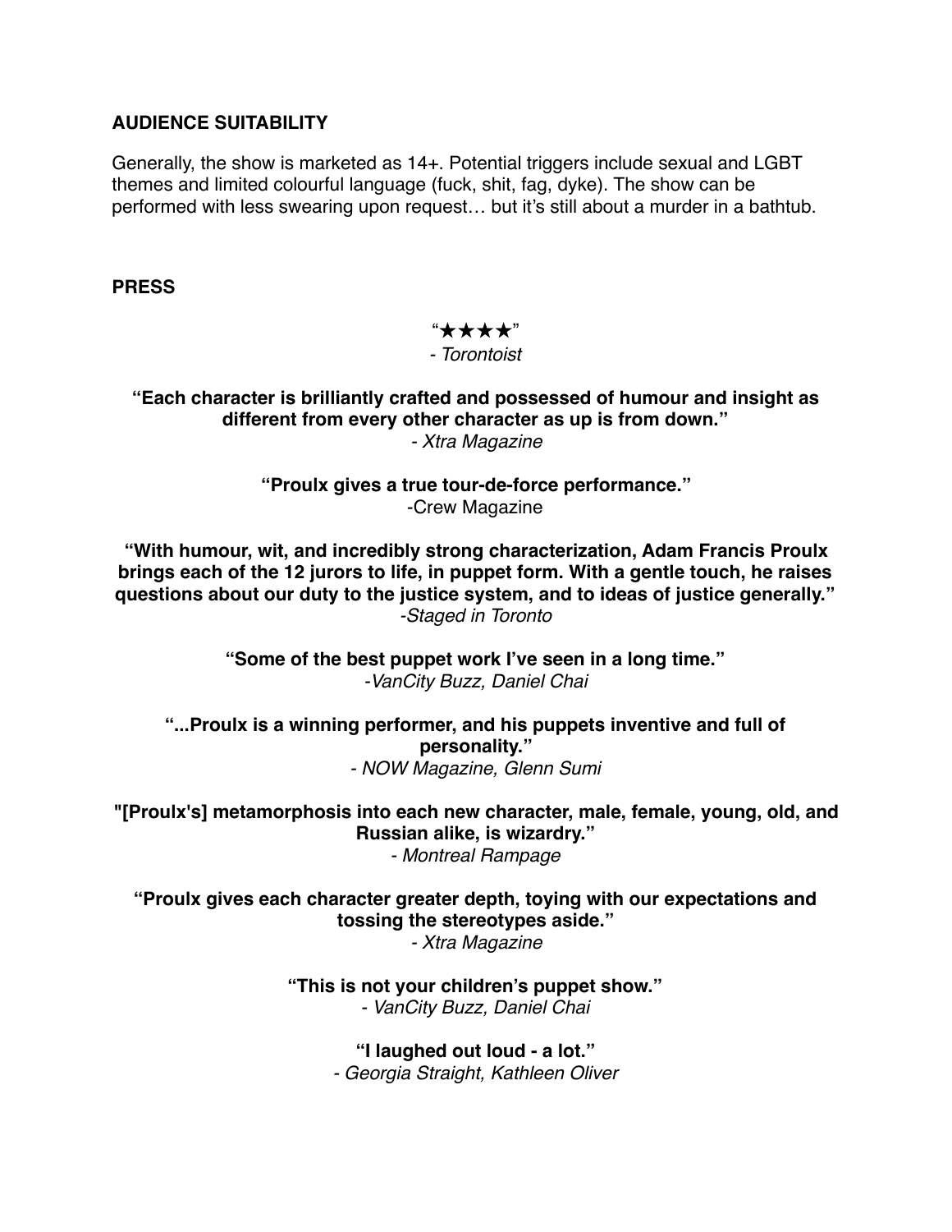**AUDIENCE SUITABILITY**

Generally, the show is marketed as 14+. Potential triggers include sexual and LGBT themes and limited colourful language (fuck, shit, fag, dyke). The show can be performed with less swearing upon request… but it's still about a murder in a bathtub.

**PRESS**

"★★★★"
*- Torontoist*

**"Each character is brilliantly crafted and possessed of humour and insight as different from every other character as up is from down."**
*- Xtra Magazine*

**"Proulx gives a true tour-de-force performance."**
-Crew Magazine

**"With humour, wit, and incredibly strong characterization, Adam Francis Proulx brings each of the 12 jurors to life, in puppet form. With a gentle touch, he raises questions about our duty to the justice system, and to ideas of justice generally."**
*-Staged in Toronto*

**"Some of the best puppet work I've seen in a long time."**
*-VanCity Buzz, Daniel Chai*

**"...Proulx is a winning performer, and his puppets inventive and full of personality."**
*- NOW Magazine, Glenn Sumi*

**"[Proulx's] metamorphosis into each new character, male, female, young, old, and Russian alike, is wizardry."**
*- Montreal Rampage*

**"Proulx gives each character greater depth, toying with our expectations and tossing the stereotypes aside."**
*- Xtra Magazine*

**"This is not your children's puppet show."**
*- VanCity Buzz, Daniel Chai*

**"I laughed out loud - a lot."**
*- Georgia Straight, Kathleen Oliver*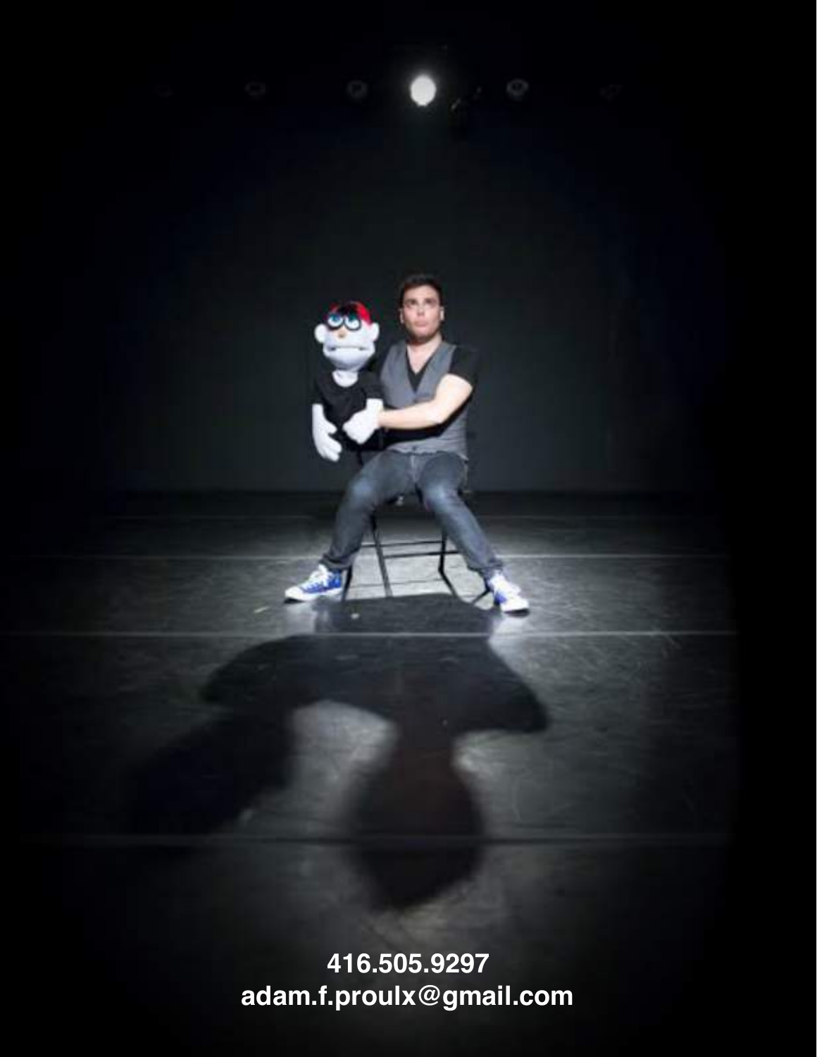**416.505.9297**
**adam.f.proulx@gmail.com**